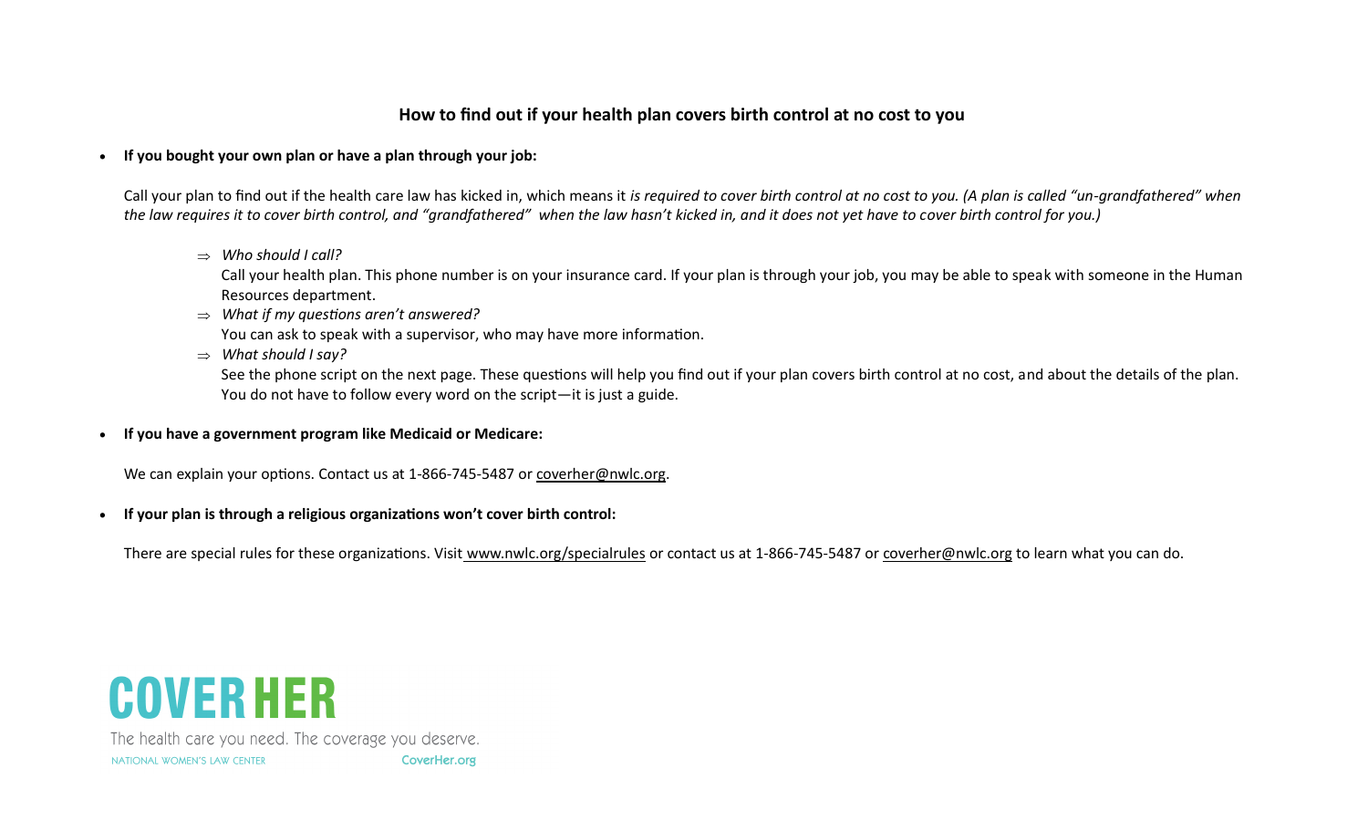## How to find out if your health plan covers birth control at no cost to you

- **If you bought your own plan or have a plan through your job:**

  Call your plan to find out if the health care law has kicked in, which means it *is required to cover birth control at no cost to you. (A plan is called "un-grandfathered" when the law requires it to cover birth control, and "grandfathered" when the law hasn't kicked in, and it does not yet have to cover birth control for you.)*

  ⇒ *Who should I call?*
  Call your health plan. This phone number is on your insurance card. If your plan is through your job, you may be able to speak with someone in the Human Resources department.

  ⇒ *What if my questions aren't answered?*
  You can ask to speak with a supervisor, who may have more information.

  ⇒ *What should I say?*
  See the phone script on the next page. These questions will help you find out if your plan covers birth control at no cost, and about the details of the plan. You do not have to follow every word on the script—it is just a guide.

- **If you have a government program like Medicaid or Medicare:**

  We can explain your options. Contact us at 1-866-745-5487 or coverher@nwlc.org.

- **If your plan is through a religious organizations won't cover birth control:**

  There are special rules for these organizations. Visit www.nwlc.org/specialrules or contact us at 1-866-745-5487 or coverher@nwlc.org to learn what you can do.

COVER HER

The health care you need. The coverage you deserve.

NATIONAL WOMEN'S LAW CENTER CoverHer.org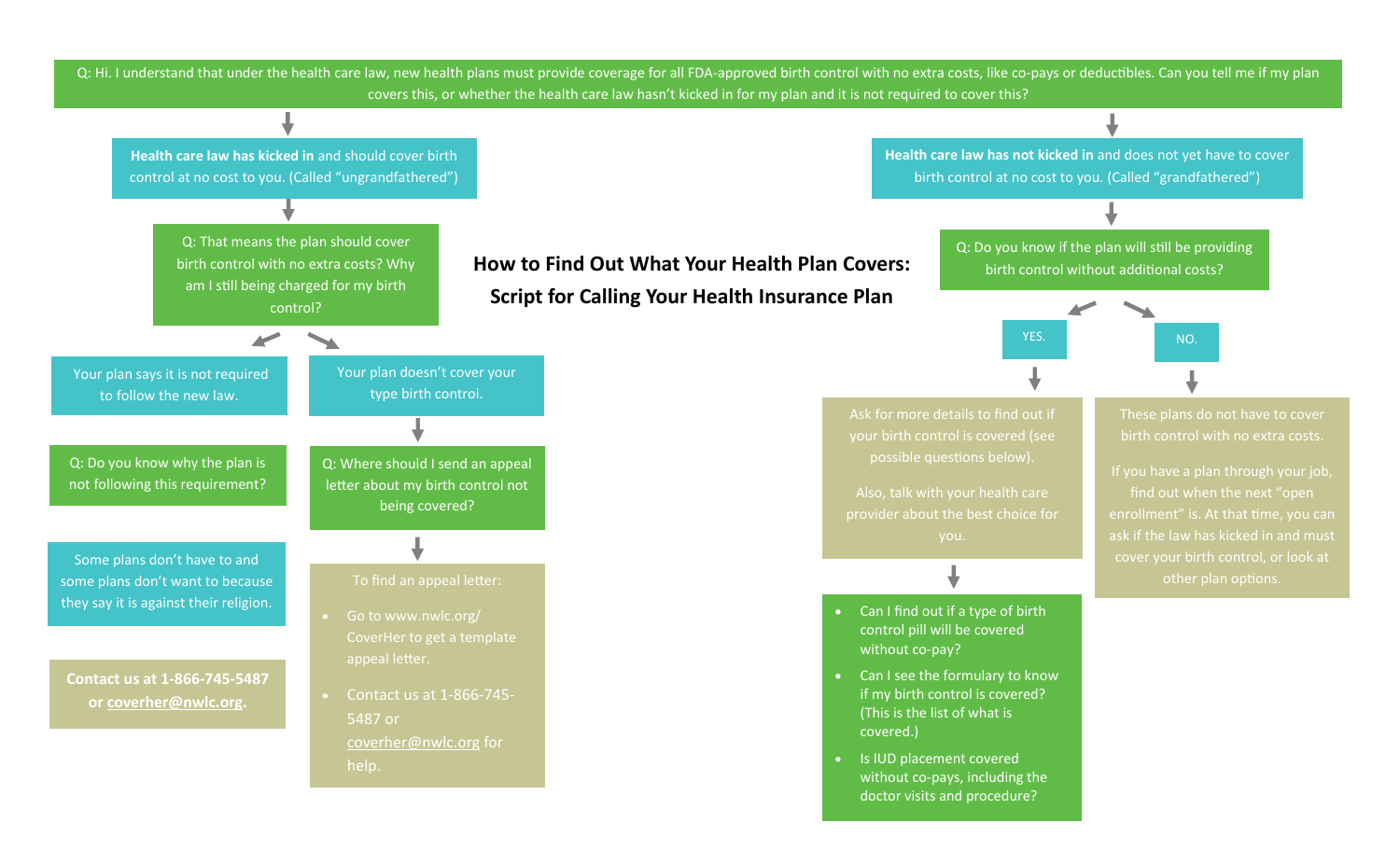## How to Find Out What Your Health Plan Covers: Script for Calling Your Health Insurance Plan

Q: Hi. I understand that under the health care law, new health plans must provide coverage for all FDA-approved birth control with no extra costs, like co-pays or deductibles. Can you tell me if my plan covers this, or whether the health care law hasn't kicked in for my plan and it is not required to cover this?

**Health care law has kicked in** and should cover birth control at no cost to you. (Called "ungrandfathered")

Q: That means the plan should cover birth control with no extra costs? Why am I still being charged for my birth control?

Your plan says it is not required to follow the new law.

Q: Do you know why the plan is not following this requirement?

Some plans don't have to and some plans don't want to because they say it is against their religion.

**Contact us at 1-866-745-5487 or coverher@nwlc.org.**

Your plan doesn't cover your type birth control.

Q: Where should I send an appeal letter about my birth control not being covered?

To find an appeal letter:

- Go to www.nwlc.org/CoverHer to get a template appeal letter.
- Contact us at 1-866-745-5487 or coverher@nwlc.org for help.

**Health care law has not kicked in** and does not yet have to cover birth control at no cost to you. (Called "grandfathered")

Q: Do you know if the plan will still be providing birth control without additional costs?

YES.

Ask for more details to find out if your birth control is covered (see possible questions below).

Also, talk with your health care provider about the best choice for you.

- Can I find out if a type of birth control pill will be covered without co-pay?
- Can I see the formulary to know if my birth control is covered? (This is the list of what is covered.)
- Is IUD placement covered without co-pays, including the doctor visits and procedure?

NO.

These plans do not have to cover birth control with no extra costs.

If you have a plan through your job, find out when the next "open enrollment" is. At that time, you can ask if the law has kicked in and must cover your birth control, or look at other plan options.